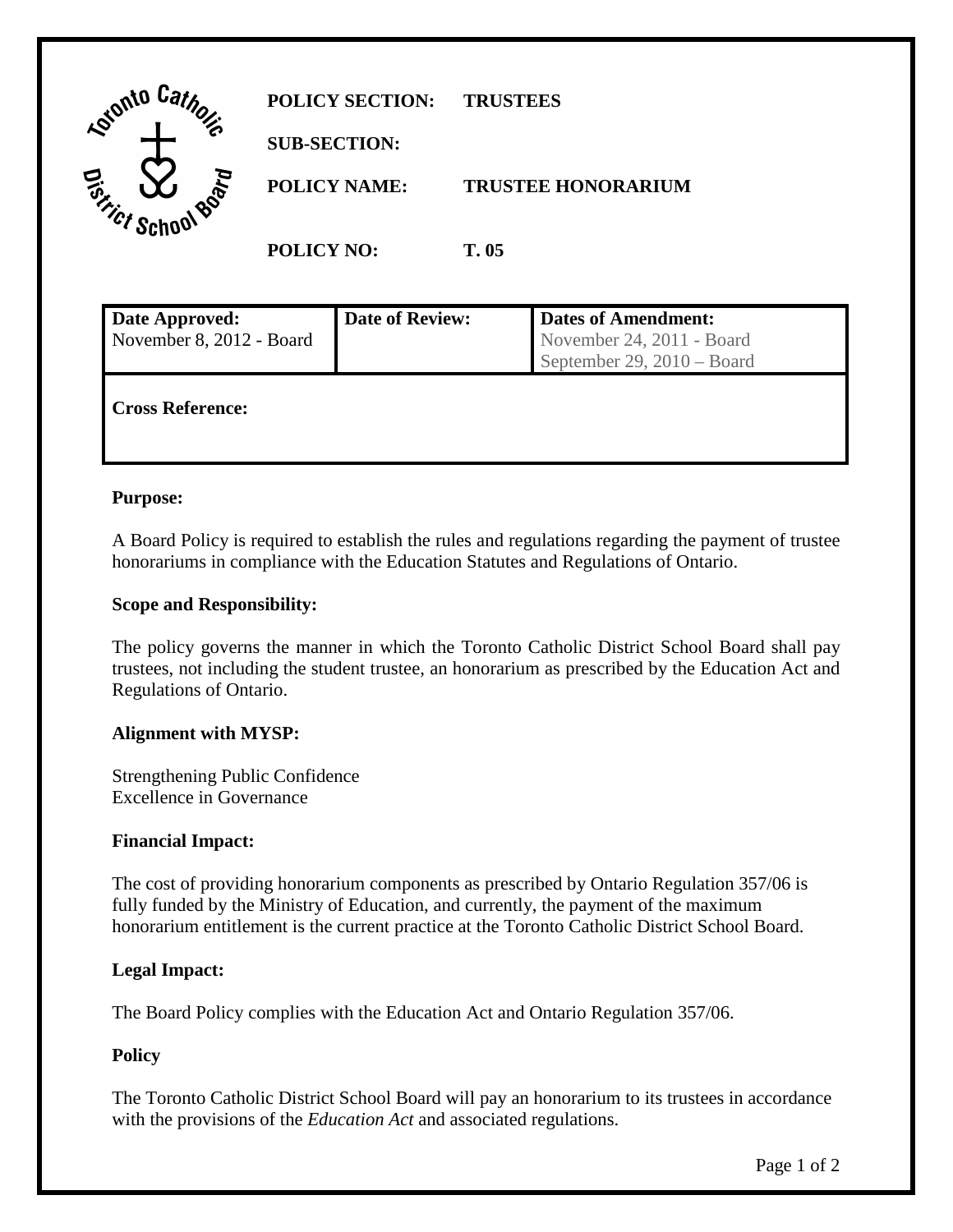**POLICY SECTION:** TRUSTEES

**SUB-SECTION:**

**POLICY NAME:** TRUSTEE HONORARIUM

**POLICY NO:** T. 05

| Date Approved: | Date of Review: | Dates of Amendment: |
|---|---|---|
| November 8, 2012 - Board | | November 24, 2011 - Board<br>September 29, 2010 – Board |
| **Cross Reference:** | | |

**Purpose:**

A Board Policy is required to establish the rules and regulations regarding the payment of trustee honorariums in compliance with the Education Statutes and Regulations of Ontario.

**Scope and Responsibility:**

The policy governs the manner in which the Toronto Catholic District School Board shall pay trustees, not including the student trustee, an honorarium as prescribed by the Education Act and Regulations of Ontario.

**Alignment with MYSP:**

Strengthening Public Confidence
Excellence in Governance

**Financial Impact:**

The cost of providing honorarium components as prescribed by Ontario Regulation 357/06 is fully funded by the Ministry of Education, and currently, the payment of the maximum honorarium entitlement is the current practice at the Toronto Catholic District School Board.

**Legal Impact:**

The Board Policy complies with the Education Act and Ontario Regulation 357/06.

**Policy**

The Toronto Catholic District School Board will pay an honorarium to its trustees in accordance with the provisions of the *Education Act* and associated regulations.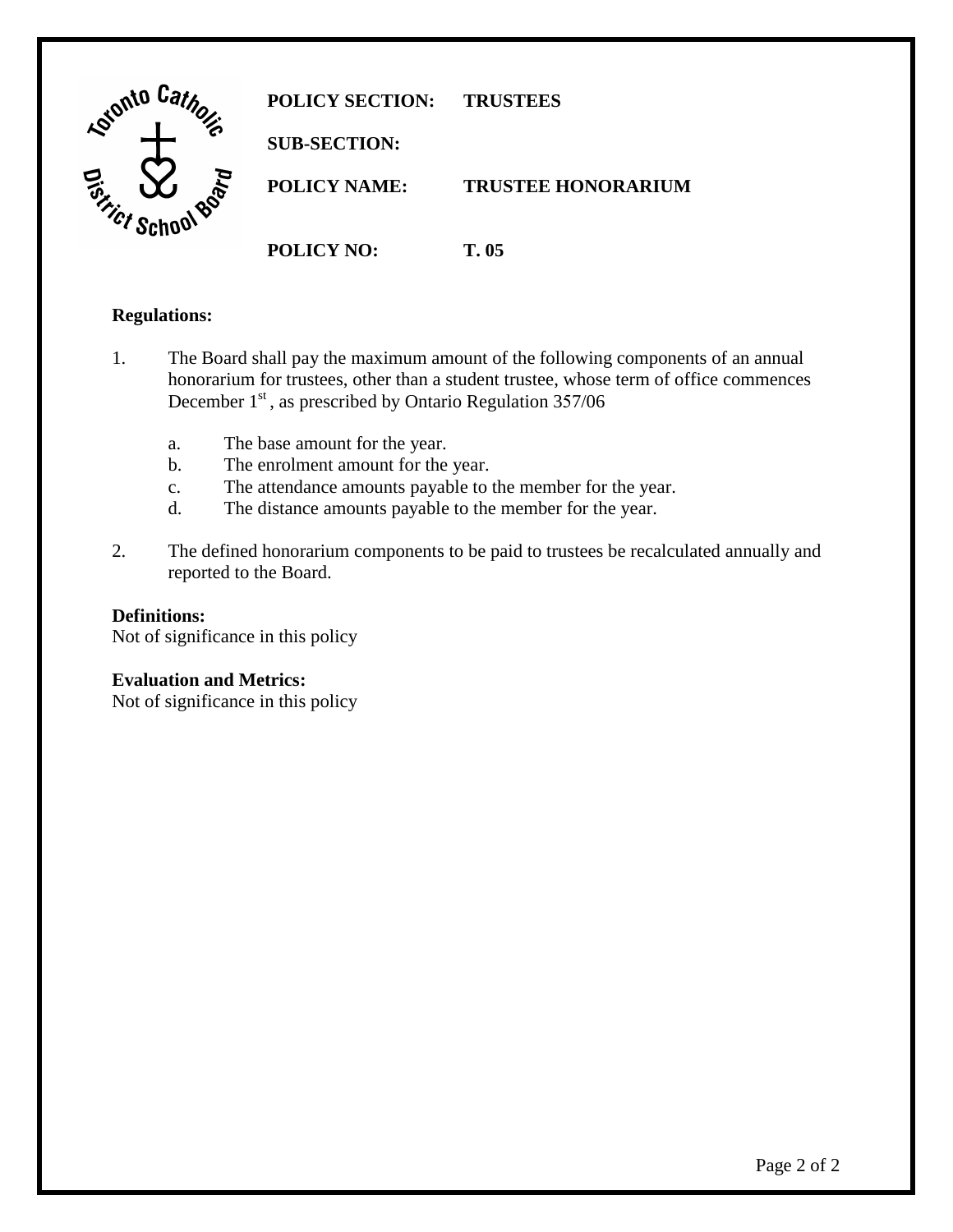**POLICY SECTION:** TRUSTEES

**SUB-SECTION:**

**POLICY NAME:** TRUSTEE HONORARIUM

**POLICY NO:** T. 05

**Regulations:**

1. The Board shall pay the maximum amount of the following components of an annual honorarium for trustees, other than a student trustee, whose term of office commences December 1st, as prescribed by Ontario Regulation 357/06

   a. The base amount for the year.
   b. The enrolment amount for the year.
   c. The attendance amounts payable to the member for the year.
   d. The distance amounts payable to the member for the year.

2. The defined honorarium components to be paid to trustees be recalculated annually and reported to the Board.

**Definitions:**
Not of significance in this policy

**Evaluation and Metrics:**
Not of significance in this policy